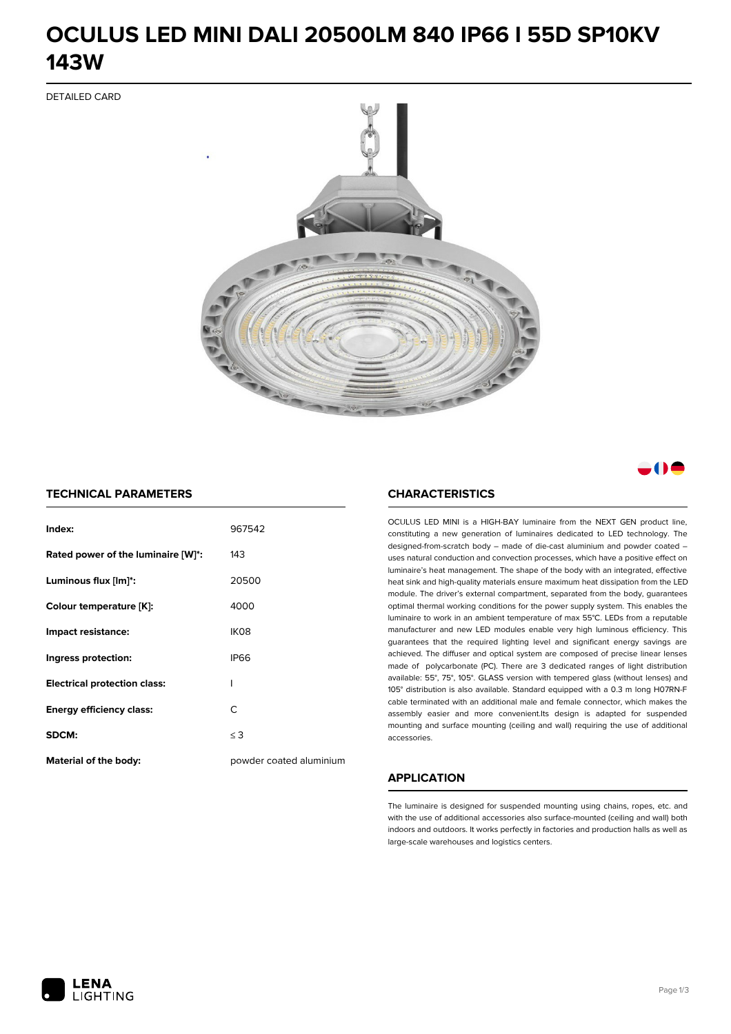# OCULUS LED MINI DALI 20500LM 840 IP66 I 55D SP10KV 143W

DETAILED CARD

## TECHNICAL PARAMETERS

| | |
|---|---|
| **Index:** | 967542 |
| **Rated power of the luminaire [W]*:** | 143 |
| **Luminous flux [lm]*:** | 20500 |
| **Colour temperature [K]:** | 4000 |
| **Impact resistance:** | IK08 |
| **Ingress protection:** | IP66 |
| **Electrical protection class:** | I |
| **Energy efficiency class:** | C |
| **SDCM:** | ≤ 3 |
| **Material of the body:** | powder coated aluminium |

## CHARACTERISTICS

OCULUS LED MINI is a HIGH-BAY luminaire from the NEXT GEN product line, constituting a new generation of luminaires dedicated to LED technology. The designed-from-scratch body – made of die-cast aluminium and powder coated – uses natural conduction and convection processes, which have a positive effect on luminaire's heat management. The shape of the body with an integrated, effective heat sink and high-quality materials ensure maximum heat dissipation from the LED module. The driver's external compartment, separated from the body, guarantees optimal thermal working conditions for the power supply system. This enables the luminaire to work in an ambient temperature of max 55°C. LEDs from a reputable manufacturer and new LED modules enable very high luminous efficiency. This guarantees that the required lighting level and significant energy savings are achieved. The diffuser and optical system are composed of precise linear lenses made of polycarbonate (PC). There are 3 dedicated ranges of light distribution available: 55°, 75°, 105°. GLASS version with tempered glass (without lenses) and 105° distribution is also available. Standard equipped with a 0.3 m long H07RN-F cable terminated with an additional male and female connector, which makes the assembly easier and more convenient.Its design is adapted for suspended mounting and surface mounting (ceiling and wall) requiring the use of additional accessories.

## APPLICATION

The luminaire is designed for suspended mounting using chains, ropes, etc. and with the use of additional accessories also surface-mounted (ceiling and wall) both indoors and outdoors. It works perfectly in factories and production halls as well as large-scale warehouses and logistics centers.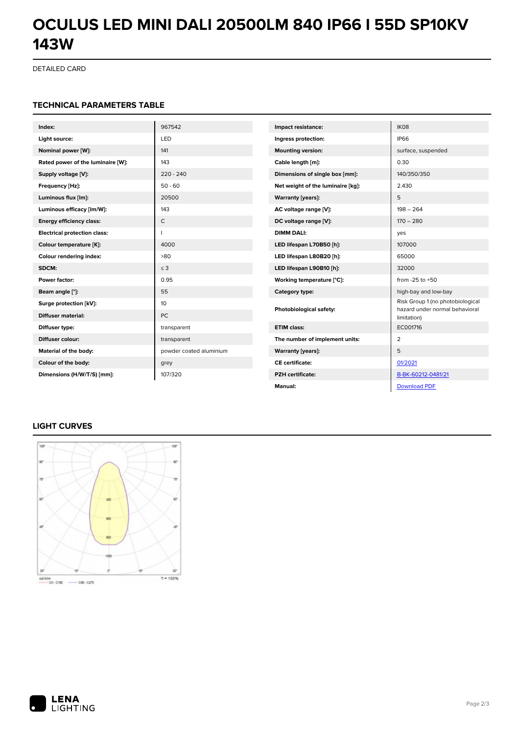# OCULUS LED MINI DALI 20500LM 840 IP66 I 55D SP10KV 143W

DETAILED CARD

## TECHNICAL PARAMETERS TABLE

| | |
|---|---|
| **Index:** | 967542 |
| **Light source:** | LED |
| **Nominal power [W]:** | 141 |
| **Rated power of the luminaire [W]:** | 143 |
| **Supply voltage [V]:** | 220 - 240 |
| **Frequency [Hz]:** | 50 - 60 |
| **Luminous flux [lm]:** | 20500 |
| **Luminous efficacy [lm/W]:** | 143 |
| **Energy efficiency class:** | C |
| **Electrical protection class:** | I |
| **Colour temperature [K]:** | 4000 |
| **Colour rendering index:** | >80 |
| **SDCM:** | ≤ 3 |
| **Power factor:** | 0.95 |
| **Beam angle [°]:** | 55 |
| **Surge protection [kV]:** | 10 |
| **Diffuser material:** | PC |
| **Diffuser type:** | transparent |
| **Diffuser colour:** | transparent |
| **Material of the body:** | powder coated aluminium |
| **Colour of the body:** | grey |
| **Dimensions (H/W/T/S) [mm]:** | 107/320 |

| | |
|---|---|
| **Impact resistance:** | IK08 |
| **Ingress protection:** | IP66 |
| **Mounting version:** | surface, suspended |
| **Cable length [m]:** | 0.30 |
| **Dimensions of single box [mm]:** | 140/350/350 |
| **Net weight of the luminaire [kg]:** | 2.430 |
| **Warranty [years]:** | 5 |
| **AC voltage range [V]:** | 198 – 264 |
| **DC voltage range [V]:** | 170 – 280 |
| **DIMM DALI:** | yes |
| **LED lifespan L70B50 [h]:** | 107000 |
| **LED lifespan L80B20 [h]:** | 65000 |
| **LED lifespan L90B10 [h]:** | 32000 |
| **Working temperature [°C]:** | from -25 to +50 |
| **Category type:** | high-bay and low-bay |
| **Photobiological safety:** | Risk Group 1 (no photobiological hazard under normal behavioral limitation) |
| **ETIM class:** | EC001716 |
| **The number of implement units:** | 2 |
| **Warranty [years]:** | 5 |
| **CE certificate:** | 01/2021 |
| **PZH certificate:** | B-BK-60212-0481/21 |
| **Manual:** | Download PDF |

## LIGHT CURVES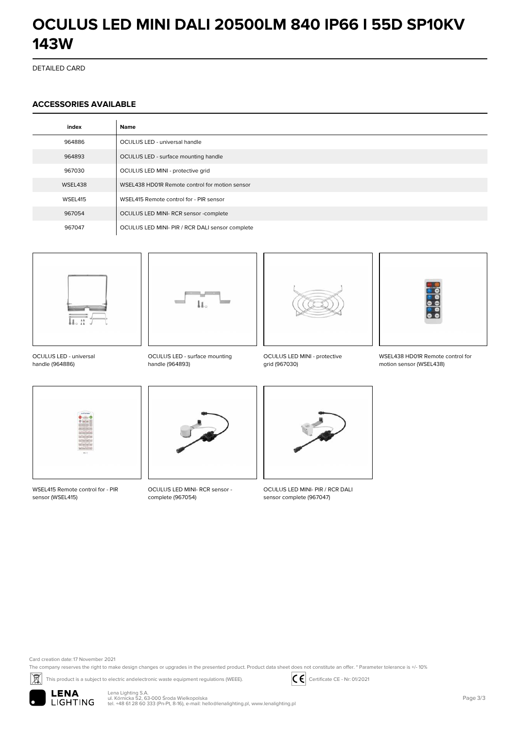# OCULUS LED MINI DALI 20500LM 840 IP66 I 55D SP10KV 143W

DETAILED CARD

### ACCESSORIES AVAILABLE

| index | Name |
|---|---|
| 964886 | OCULUS LED - universal handle |
| 964893 | OCULUS LED - surface mounting handle |
| 967030 | OCULUS LED MINI - protective grid |
| WSEL438 | WSEL438 HD01R Remote control for motion sensor |
| WSEL415 | WSEL415 Remote control for - PIR sensor |
| 967054 | OCULUS LED MINI- RCR sensor -complete |
| 967047 | OCULUS LED MINI- PIR / RCR DALI sensor complete |

OCULUS LED - universal handle (964886)

OCULUS LED - surface mounting handle (964893)

OCULUS LED MINI - protective grid (967030)

WSEL438 HD01R Remote control for motion sensor (WSEL438)

WSEL415 Remote control for - PIR sensor (WSEL415)

OCULUS LED MINI- RCR sensor - complete (967054)

OCULUS LED MINI- PIR / RCR DALI sensor complete (967047)

Card creation date: 17 November 2021

The company reserves the right to make design changes or upgrades in the presented product. Product data sheet does not constitute an offer. * Parameter tolerance is +/- 10%

This product is a subject to electric andelectronic waste equipment regulations (WEEE).

Certificate CE - Nr: 01/2021

Lena Lighting S.A.
ul. Kórnicka 52, 63-000 Środa Wielkopolska
tel. +48 61 28 60 333 (Pn-Pt, 8-16), e-mail: hello@lenalighting.pl, www.lenalighting.pl